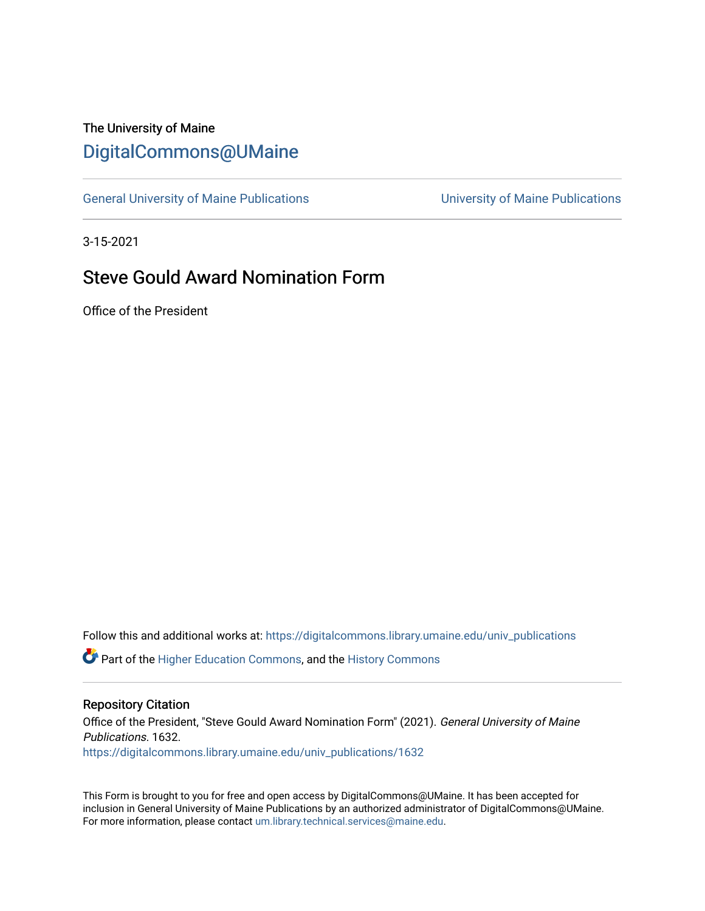The University of Maine

DigitalCommons@UMaine

General University of Maine Publications

University of Maine Publications

3-15-2021

# Steve Gould Award Nomination Form

Office of the President

Follow this and additional works at: https://digitalcommons.library.umaine.edu/univ_publications

Part of the Higher Education Commons, and the History Commons

## Repository Citation

Office of the President, "Steve Gould Award Nomination Form" (2021). *General University of Maine Publications*. 1632.
https://digitalcommons.library.umaine.edu/univ_publications/1632

This Form is brought to you for free and open access by DigitalCommons@UMaine. It has been accepted for inclusion in General University of Maine Publications by an authorized administrator of DigitalCommons@UMaine. For more information, please contact um.library.technical.services@maine.edu.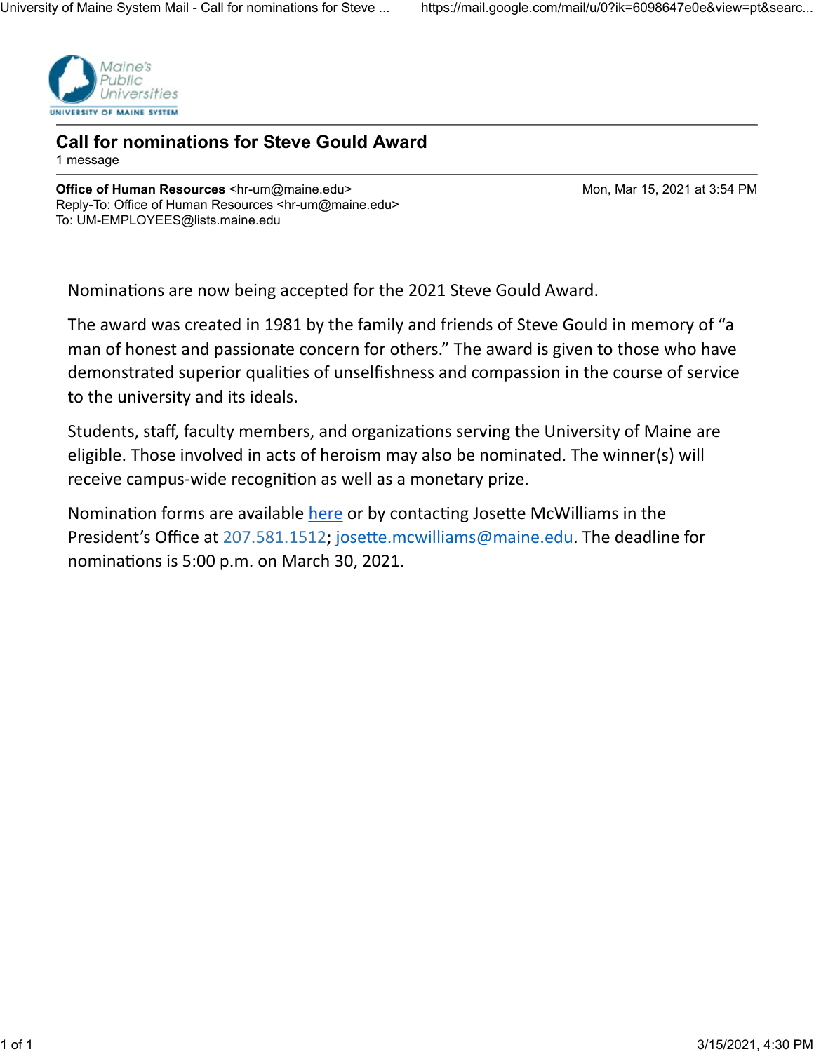## Call for nominations for Steve Gould Award

1 message

**Office of Human Resources** <hr-um@maine.edu>  
Reply-To: Office of Human Resources <hr-um@maine.edu>  
To: UM-EMPLOYEES@lists.maine.edu

Mon, Mar 15, 2021 at 3:54 PM

Nominations are now being accepted for the 2021 Steve Gould Award.

The award was created in 1981 by the family and friends of Steve Gould in memory of "a man of honest and passionate concern for others." The award is given to those who have demonstrated superior qualities of unselfishness and compassion in the course of service to the university and its ideals.

Students, staff, faculty members, and organizations serving the University of Maine are eligible. Those involved in acts of heroism may also be nominated. The winner(s) will receive campus-wide recognition as well as a monetary prize.

Nomination forms are available here or by contacting Josette McWilliams in the President's Office at 207.581.1512; josette.mcwilliams@maine.edu. The deadline for nominations is 5:00 p.m. on March 30, 2021.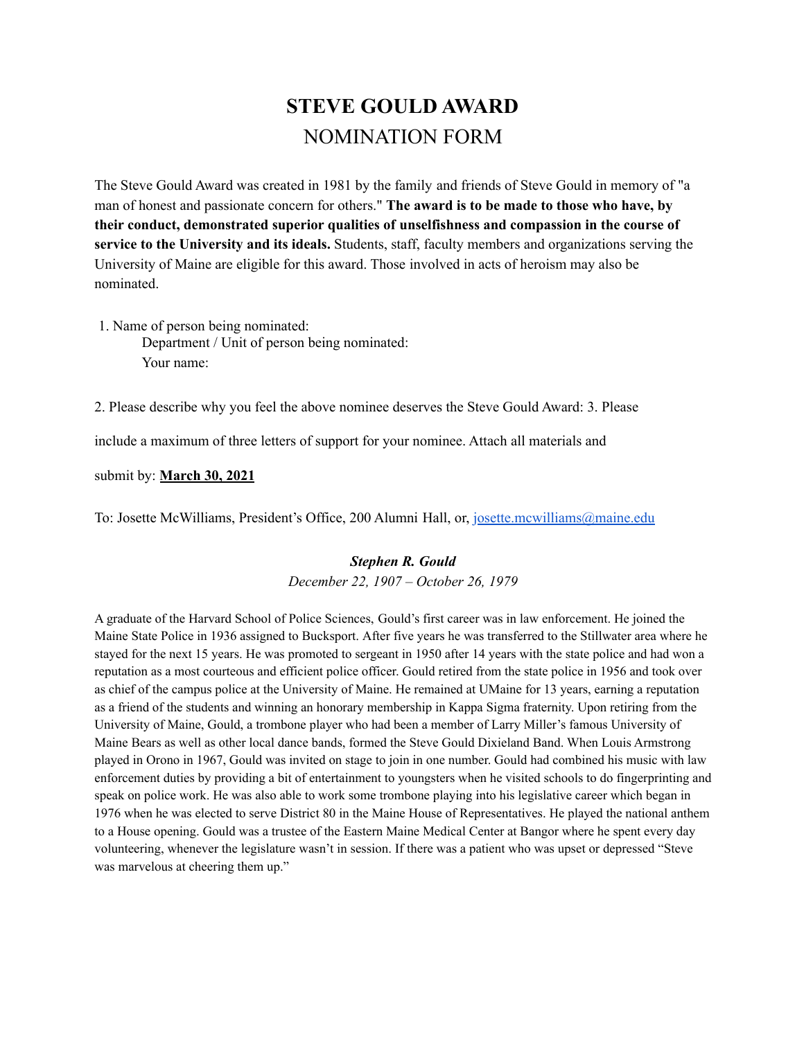# STEVE GOULD AWARD

## NOMINATION FORM

The Steve Gould Award was created in 1981 by the family and friends of Steve Gould in memory of "a man of honest and passionate concern for others." **The award is to be made to those who have, by their conduct, demonstrated superior qualities of unselfishness and compassion in the course of service to the University and its ideals.** Students, staff, faculty members and organizations serving the University of Maine are eligible for this award. Those involved in acts of heroism may also be nominated.

1. Name of person being nominated:
   Department / Unit of person being nominated:
   Your name:

2. Please describe why you feel the above nominee deserves the Steve Gould Award: 3. Please

include a maximum of three letters of support for your nominee. Attach all materials and

submit by: **March 30, 2021**

To: Josette McWilliams, President's Office, 200 Alumni Hall, or, josette.mcwilliams@maine.edu

***Stephen R. Gould***

*December 22, 1907 – October 26, 1979*

A graduate of the Harvard School of Police Sciences, Gould's first career was in law enforcement. He joined the Maine State Police in 1936 assigned to Bucksport. After five years he was transferred to the Stillwater area where he stayed for the next 15 years. He was promoted to sergeant in 1950 after 14 years with the state police and had won a reputation as a most courteous and efficient police officer. Gould retired from the state police in 1956 and took over as chief of the campus police at the University of Maine. He remained at UMaine for 13 years, earning a reputation as a friend of the students and winning an honorary membership in Kappa Sigma fraternity. Upon retiring from the University of Maine, Gould, a trombone player who had been a member of Larry Miller's famous University of Maine Bears as well as other local dance bands, formed the Steve Gould Dixieland Band. When Louis Armstrong played in Orono in 1967, Gould was invited on stage to join in one number. Gould had combined his music with law enforcement duties by providing a bit of entertainment to youngsters when he visited schools to do fingerprinting and speak on police work. He was also able to work some trombone playing into his legislative career which began in 1976 when he was elected to serve District 80 in the Maine House of Representatives. He played the national anthem to a House opening. Gould was a trustee of the Eastern Maine Medical Center at Bangor where he spent every day volunteering, whenever the legislature wasn't in session. If there was a patient who was upset or depressed "Steve was marvelous at cheering them up."